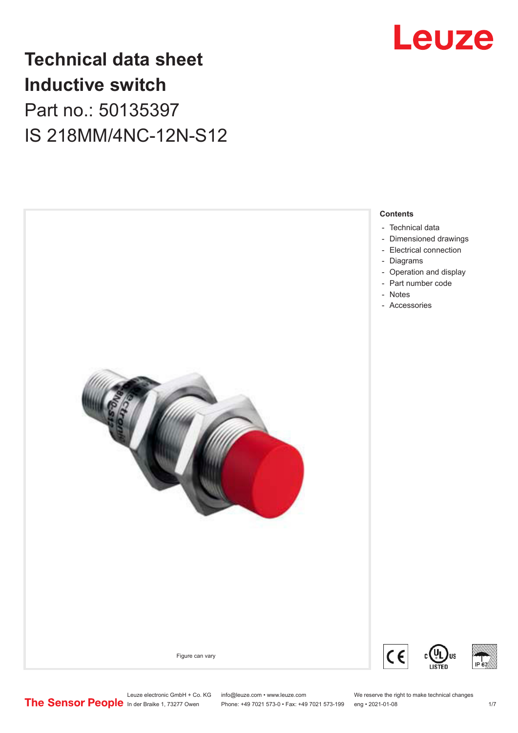# Technical data sheet
# Inductive switch

Part no.: 50135397

IS 218MM/4NC-12N-S12

Figure can vary

**Contents**

- Technical data
- Dimensioned drawings
- Electrical connection
- Diagrams
- Operation and display
- Part number code
- Notes
- Accessories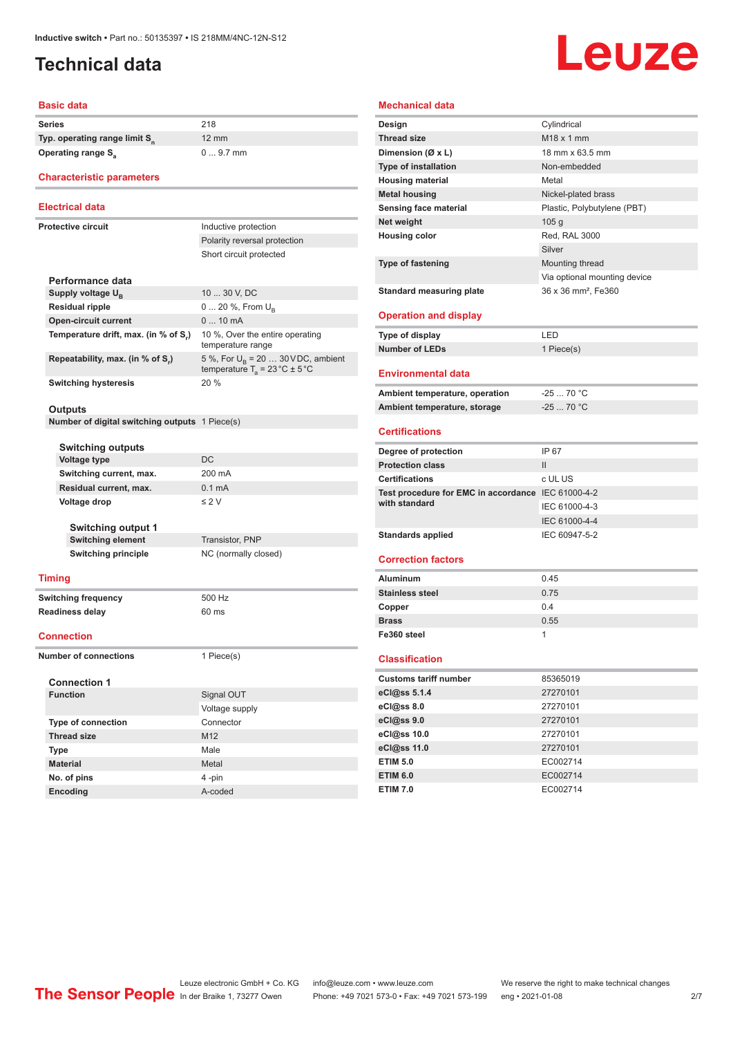# Technical data

## Basic data

| | |
|---|---|
| Series | 218 |
| Typ. operating range limit $S_n$ | 12 mm |
| Operating range $S_a$ | 0 ... 9.7 mm |

## Characteristic parameters

## Electrical data

| | |
|---|---|
| Protective circuit | Inductive protection |
| | Polarity reversal protection |
| | Short circuit protected |

### Performance data

| | |
|---|---|
| Supply voltage $U_B$ | 10 ... 30 V, DC |
| Residual ripple | 0 ... 20 %, From $U_B$ |
| Open-circuit current | 0 ... 10 mA |
| Temperature drift, max. (in % of $S_r$) | 10 %, Over the entire operating temperature range |
| Repeatability, max. (in % of $S_r$) | 5 %, For $U_B$ = 20 ... 30 V DC, ambient temperature $T_a$ = 23 °C ± 5 °C |
| Switching hysteresis | 20 % |

### Outputs

| | |
|---|---|
| Number of digital switching outputs | 1 Piece(s) |

#### Switching outputs

| | |
|---|---|
| Voltage type | DC |
| Switching current, max. | 200 mA |
| Residual current, max. | 0.1 mA |
| Voltage drop | ≤ 2 V |

#### Switching output 1

| | |
|---|---|
| Switching element | Transistor, PNP |
| Switching principle | NC (normally closed) |

## Timing

| | |
|---|---|
| Switching frequency | 500 Hz |
| Readiness delay | 60 ms |

## Connection

| | |
|---|---|
| Number of connections | 1 Piece(s) |

### Connection 1

| | |
|---|---|
| Function | Signal OUT |
| | Voltage supply |
| Type of connection | Connector |
| Thread size | M12 |
| Type | Male |
| Material | Metal |
| No. of pins | 4 -pin |
| Encoding | A-coded |

## Mechanical data

| | |
|---|---|
| Design | Cylindrical |
| Thread size | M18 x 1 mm |
| Dimension (Ø x L) | 18 mm x 63.5 mm |
| Type of installation | Non-embedded |
| Housing material | Metal |
| Metal housing | Nickel-plated brass |
| Sensing face material | Plastic, Polybutylene (PBT) |
| Net weight | 105 g |
| Housing color | Red, RAL 3000 |
| | Silver |
| Type of fastening | Mounting thread |
| | Via optional mounting device |
| Standard measuring plate | 36 x 36 mm², Fe360 |

## Operation and display

| | |
|---|---|
| Type of display | LED |
| Number of LEDs | 1 Piece(s) |

## Environmental data

| | |
|---|---|
| Ambient temperature, operation | -25 ... 70 °C |
| Ambient temperature, storage | -25 ... 70 °C |

## Certifications

| | |
|---|---|
| Degree of protection | IP 67 |
| Protection class | II |
| Certifications | c UL US |
| Test procedure for EMC in accordance with standard | IEC 61000-4-2 |
| | IEC 61000-4-3 |
| | IEC 61000-4-4 |
| Standards applied | IEC 60947-5-2 |

## Correction factors

| | |
|---|---|
| Aluminum | 0.45 |
| Stainless steel | 0.75 |
| Copper | 0.4 |
| Brass | 0.55 |
| Fe360 steel | 1 |

## Classification

| | |
|---|---|
| Customs tariff number | 85365019 |
| eCl@ss 5.1.4 | 27270101 |
| eCl@ss 8.0 | 27270101 |
| eCl@ss 9.0 | 27270101 |
| eCl@ss 10.0 | 27270101 |
| eCl@ss 11.0 | 27270101 |
| ETIM 5.0 | EC002714 |
| ETIM 6.0 | EC002714 |
| ETIM 7.0 | EC002714 |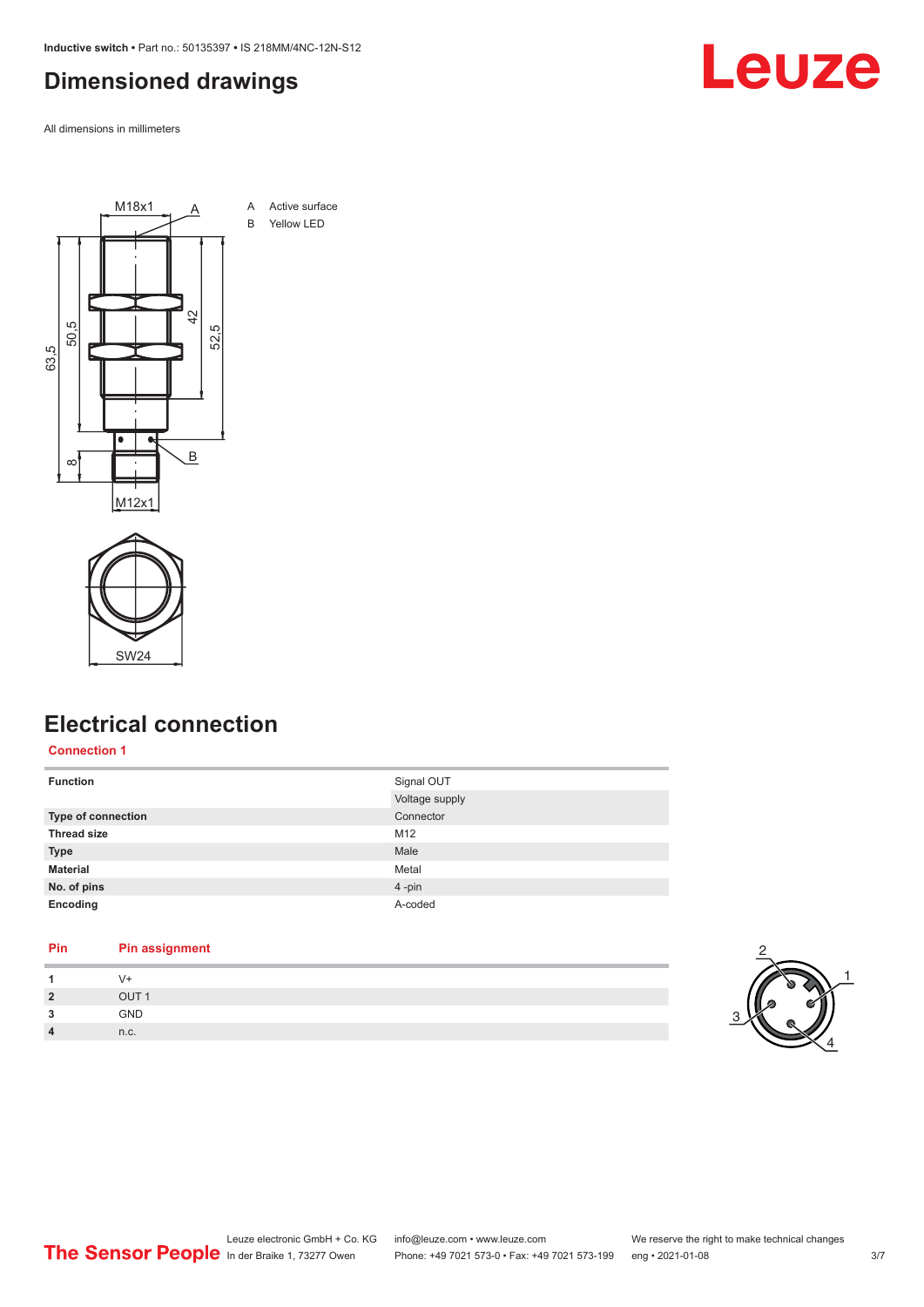# Dimensioned drawings

All dimensions in millimeters

A Active surface

B Yellow LED

# Electrical connection

## Connection 1

| Function | Signal OUT |
|---|---|
| | Voltage supply |
| **Type of connection** | Connector |
| **Thread size** | M12 |
| **Type** | Male |
| **Material** | Metal |
| **No. of pins** | 4 -pin |
| **Encoding** | A-coded |

| Pin | Pin assignment |
|---|---|
| 1 | V+ |
| 2 | OUT 1 |
| 3 | GND |
| 4 | n.c. |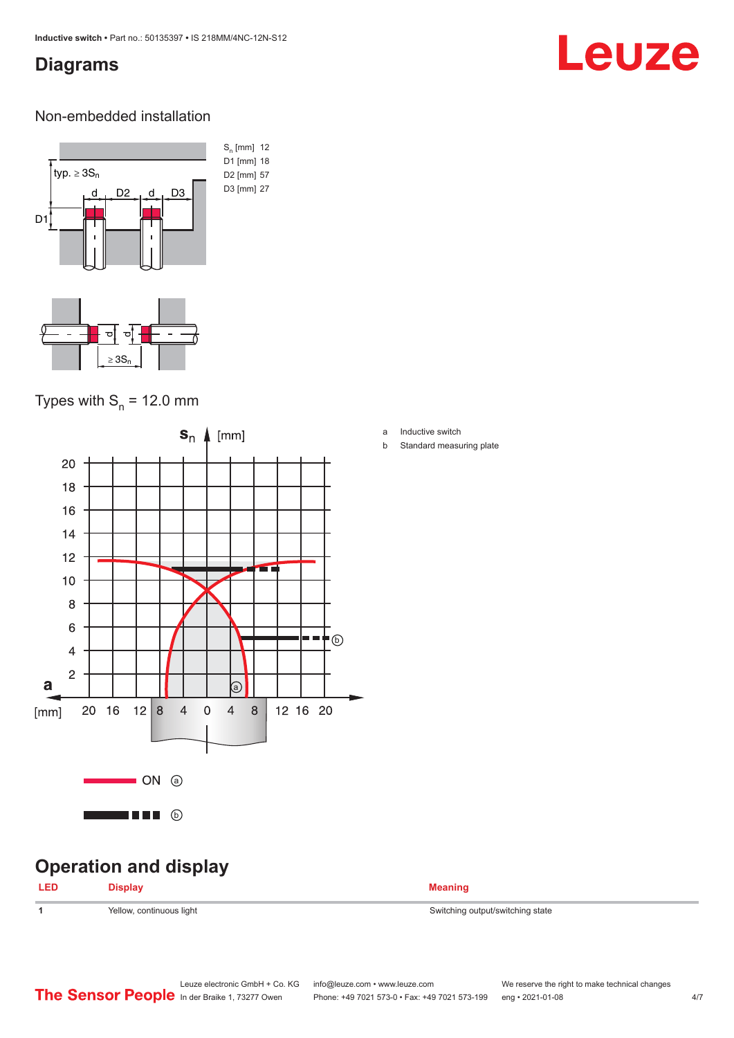## Diagrams

### Non-embedded installation

| | |
|---|---|
| $S_n$ [mm] | 12 |
| D1 [mm] | 18 |
| D2 [mm] | 57 |
| D3 [mm] | 27 |

typ. ≥ $3S_n$

≥ $3S_n$

### Types with $S_n$ = 12.0 mm

a Inductive switch

b Standard measuring plate

ON ⓐ

ⓑ

## Operation and display

| LED | Display | Meaning |
|---|---|---|
| 1 | Yellow, continuous light | Switching output/switching state |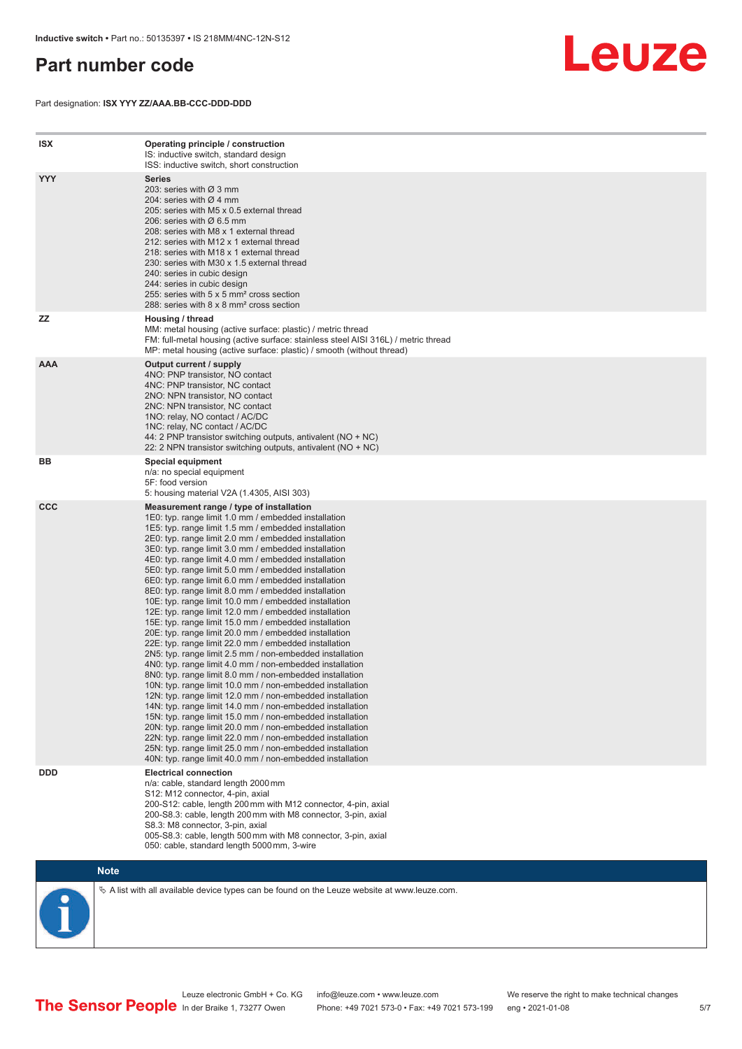# Part number code

Part designation: **ISX YYY ZZ/AAA.BB-CCC-DDD-DDD**

| | |
|---|---|
| **ISX** | **Operating principle / construction**<br>IS: inductive switch, standard design<br>ISS: inductive switch, short construction |
| **YYY** | **Series**<br>203: series with Ø 3 mm<br>204: series with Ø 4 mm<br>205: series with M5 x 0.5 external thread<br>206: series with Ø 6.5 mm<br>208: series with M8 x 1 external thread<br>212: series with M12 x 1 external thread<br>218: series with M18 x 1 external thread<br>230: series with M30 x 1.5 external thread<br>240: series in cubic design<br>244: series in cubic design<br>255: series with 5 x 5 mm² cross section<br>288: series with 8 x 8 mm² cross section |
| **ZZ** | **Housing / thread**<br>MM: metal housing (active surface: plastic) / metric thread<br>FM: full-metal housing (active surface: stainless steel AISI 316L) / metric thread<br>MP: metal housing (active surface: plastic) / smooth (without thread) |
| **AAA** | **Output current / supply**<br>4NO: PNP transistor, NO contact<br>4NC: PNP transistor, NC contact<br>2NO: NPN transistor, NO contact<br>2NC: NPN transistor, NC contact<br>1NO: relay, NO contact / AC/DC<br>1NC: relay, NC contact / AC/DC<br>44: 2 PNP transistor switching outputs, antivalent (NO + NC)<br>22: 2 NPN transistor switching outputs, antivalent (NO + NC) |
| **BB** | **Special equipment**<br>n/a: no special equipment<br>5F: food version<br>5: housing material V2A (1.4305, AISI 303) |
| **CCC** | **Measurement range / type of installation**<br>1E0: typ. range limit 1.0 mm / embedded installation<br>1E5: typ. range limit 1.5 mm / embedded installation<br>2E0: typ. range limit 2.0 mm / embedded installation<br>3E0: typ. range limit 3.0 mm / embedded installation<br>4E0: typ. range limit 4.0 mm / embedded installation<br>5E0: typ. range limit 5.0 mm / embedded installation<br>6E0: typ. range limit 6.0 mm / embedded installation<br>8E0: typ. range limit 8.0 mm / embedded installation<br>10E: typ. range limit 10.0 mm / embedded installation<br>12E: typ. range limit 12.0 mm / embedded installation<br>15E: typ. range limit 15.0 mm / embedded installation<br>20E: typ. range limit 20.0 mm / embedded installation<br>22E: typ. range limit 22.0 mm / embedded installation<br>2N5: typ. range limit 2.5 mm / non-embedded installation<br>4N0: typ. range limit 4.0 mm / non-embedded installation<br>8N0: typ. range limit 8.0 mm / non-embedded installation<br>10N: typ. range limit 10.0 mm / non-embedded installation<br>12N: typ. range limit 12.0 mm / non-embedded installation<br>14N: typ. range limit 14.0 mm / non-embedded installation<br>15N: typ. range limit 15.0 mm / non-embedded installation<br>20N: typ. range limit 20.0 mm / non-embedded installation<br>22N: typ. range limit 22.0 mm / non-embedded installation<br>25N: typ. range limit 25.0 mm / non-embedded installation<br>40N: typ. range limit 40.0 mm / non-embedded installation |
| **DDD** | **Electrical connection**<br>n/a: cable, standard length 2000 mm<br>S12: M12 connector, 4-pin, axial<br>200-S12: cable, length 200 mm with M12 connector, 4-pin, axial<br>200-S8.3: cable, length 200 mm with M8 connector, 3-pin, axial<br>S8.3: M8 connector, 3-pin, axial<br>005-S8.3: cable, length 500 mm with M8 connector, 3-pin, axial<br>050: cable, standard length 5000 mm, 3-wire |

**Note**

🔄 A list with all available device types can be found on the Leuze website at www.leuze.com.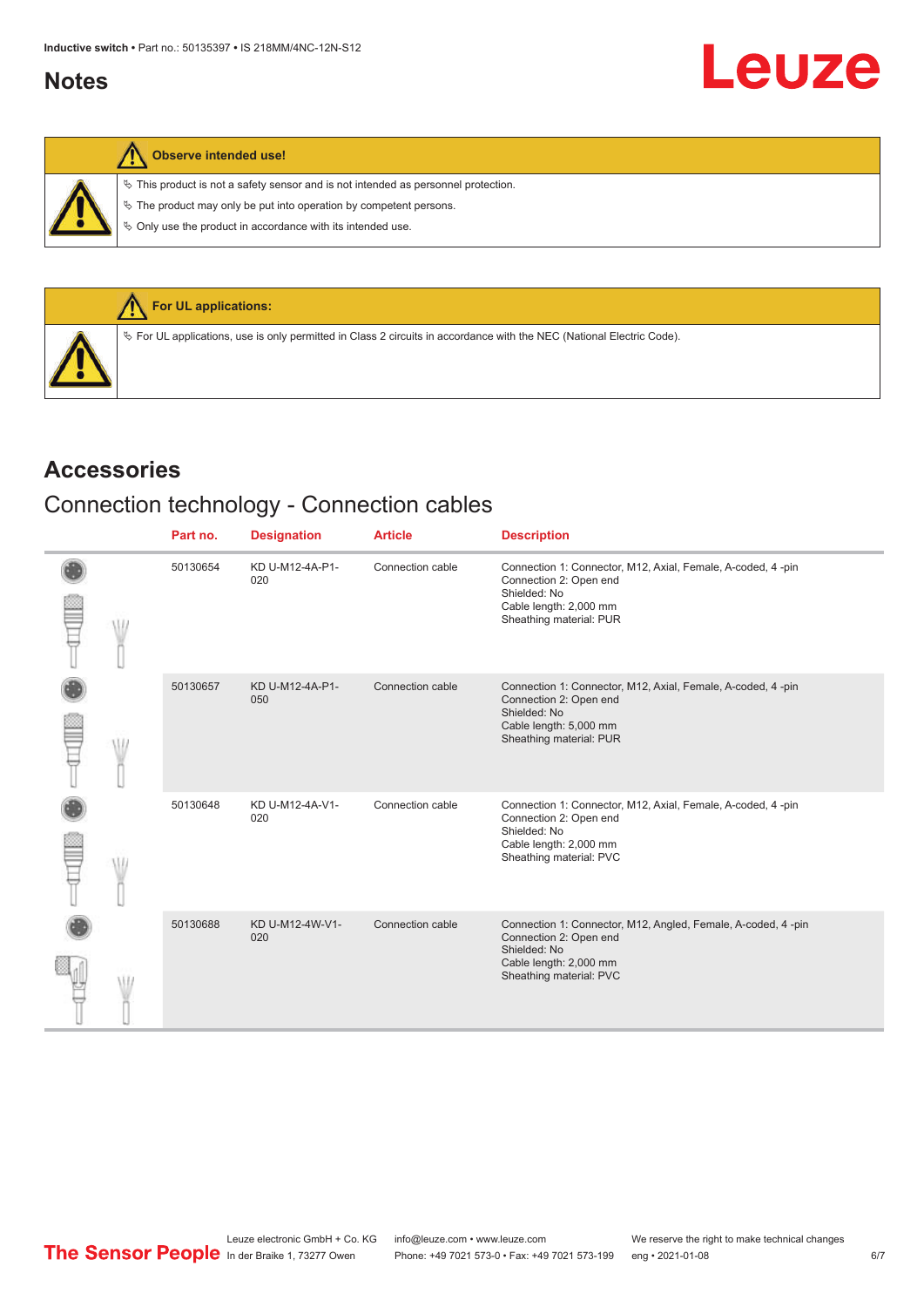## Notes

**Observe intended use!**

- This product is not a safety sensor and is not intended as personnel protection.
- The product may only be put into operation by competent persons.
- Only use the product in accordance with its intended use.

**For UL applications:**

- For UL applications, use is only permitted in Class 2 circuits in accordance with the NEC (National Electric Code).

## Accessories

### Connection technology - Connection cables

| | Part no. | Designation | Article | Description |
|---|---|---|---|---|
| | 50130654 | KD U-M12-4A-P1-020 | Connection cable | Connection 1: Connector, M12, Axial, Female, A-coded, 4 -pin<br>Connection 2: Open end<br>Shielded: No<br>Cable length: 2,000 mm<br>Sheathing material: PUR |
| | 50130657 | KD U-M12-4A-P1-050 | Connection cable | Connection 1: Connector, M12, Axial, Female, A-coded, 4 -pin<br>Connection 2: Open end<br>Shielded: No<br>Cable length: 5,000 mm<br>Sheathing material: PUR |
| | 50130648 | KD U-M12-4A-V1-020 | Connection cable | Connection 1: Connector, M12, Axial, Female, A-coded, 4 -pin<br>Connection 2: Open end<br>Shielded: No<br>Cable length: 2,000 mm<br>Sheathing material: PVC |
| | 50130688 | KD U-M12-4W-V1-020 | Connection cable | Connection 1: Connector, M12, Angled, Female, A-coded, 4 -pin<br>Connection 2: Open end<br>Shielded: No<br>Cable length: 2,000 mm<br>Sheathing material: PVC |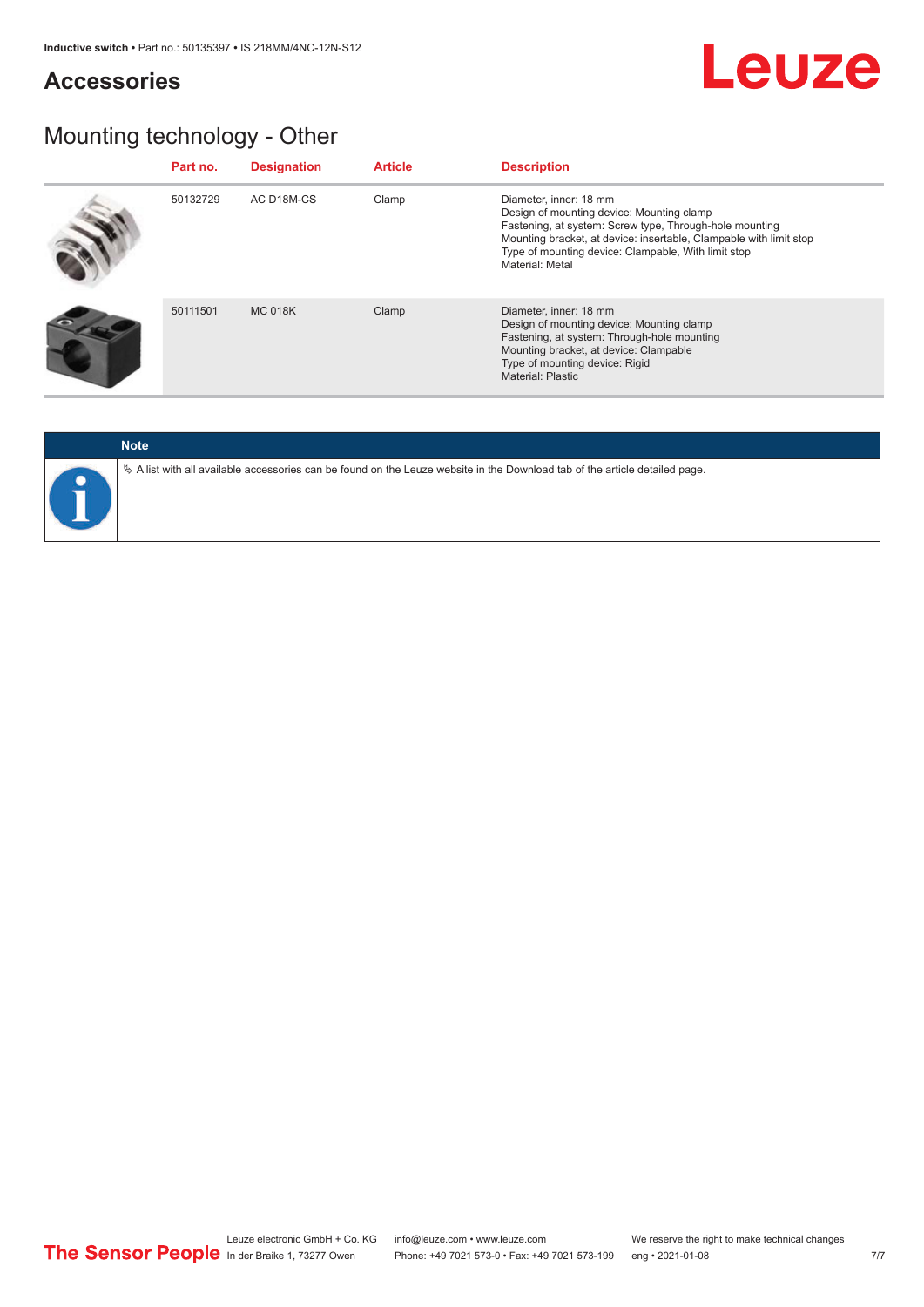## Accessories

### Mounting technology - Other

| | Part no. | Designation | Article | Description |
|---|---|---|---|---|
| | 50132729 | AC D18M-CS | Clamp | Diameter, inner: 18 mm<br>Design of mounting device: Mounting clamp<br>Fastening, at system: Screw type, Through-hole mounting<br>Mounting bracket, at device: insertable, Clampable with limit stop<br>Type of mounting device: Clampable, With limit stop<br>Material: Metal |
| | 50111501 | MC 018K | Clamp | Diameter, inner: 18 mm<br>Design of mounting device: Mounting clamp<br>Fastening, at system: Through-hole mounting<br>Mounting bracket, at device: Clampable<br>Type of mounting device: Rigid<br>Material: Plastic |

**Note**

↳ A list with all available accessories can be found on the Leuze website in the Download tab of the article detailed page.